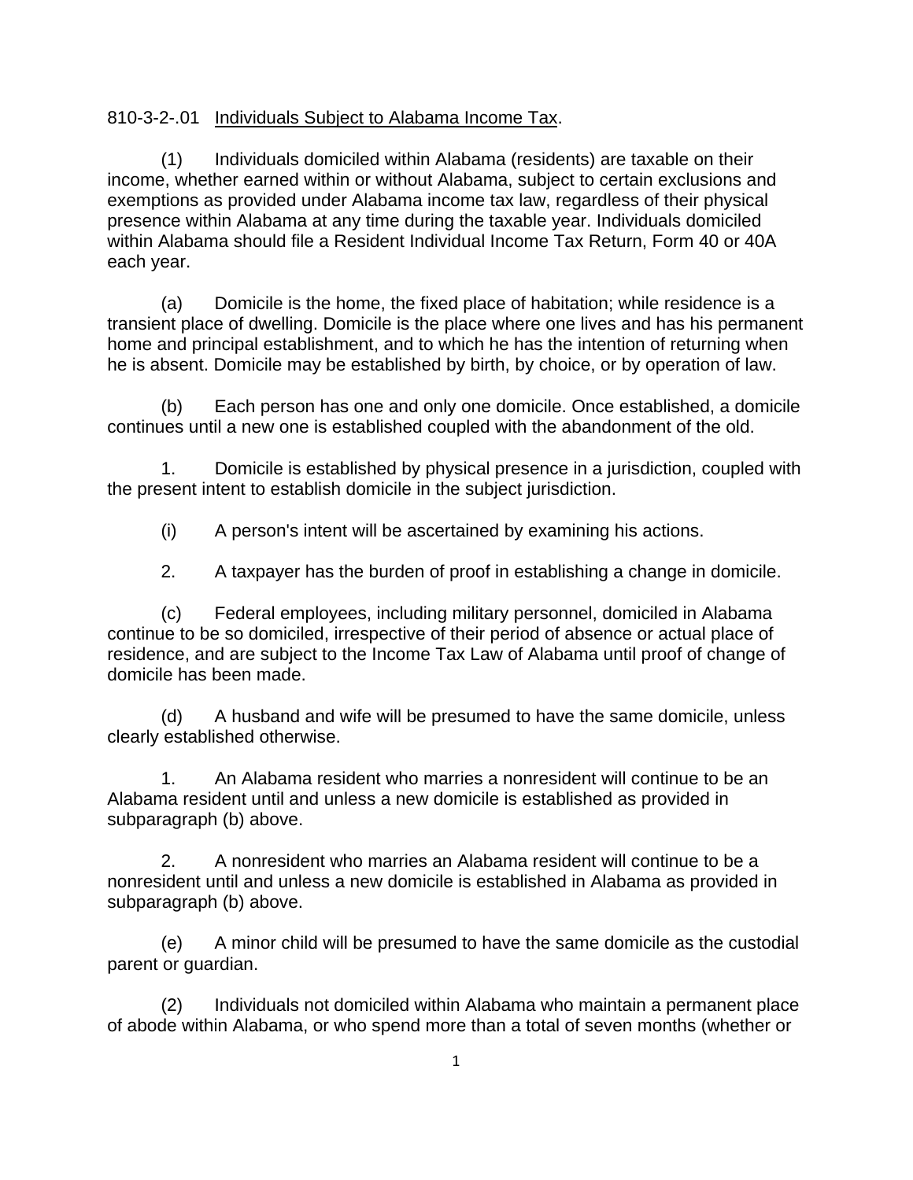810-3-2-.01 Individuals Subject to Alabama Income Tax.

(1) Individuals domiciled within Alabama (residents) are taxable on their income, whether earned within or without Alabama, subject to certain exclusions and exemptions as provided under Alabama income tax law, regardless of their physical presence within Alabama at any time during the taxable year. Individuals domiciled within Alabama should file a Resident Individual Income Tax Return, Form 40 or 40A each year.

(a) Domicile is the home, the fixed place of habitation; while residence is a transient place of dwelling. Domicile is the place where one lives and has his permanent home and principal establishment, and to which he has the intention of returning when he is absent. Domicile may be established by birth, by choice, or by operation of law.

(b) Each person has one and only one domicile. Once established, a domicile continues until a new one is established coupled with the abandonment of the old.

1. Domicile is established by physical presence in a jurisdiction, coupled with the present intent to establish domicile in the subject jurisdiction.

(i) A person's intent will be ascertained by examining his actions.

2. A taxpayer has the burden of proof in establishing a change in domicile.

(c) Federal employees, including military personnel, domiciled in Alabama continue to be so domiciled, irrespective of their period of absence or actual place of residence, and are subject to the Income Tax Law of Alabama until proof of change of domicile has been made.

(d) A husband and wife will be presumed to have the same domicile, unless clearly established otherwise.

1. An Alabama resident who marries a nonresident will continue to be an Alabama resident until and unless a new domicile is established as provided in subparagraph (b) above.

2. A nonresident who marries an Alabama resident will continue to be a nonresident until and unless a new domicile is established in Alabama as provided in subparagraph (b) above.

(e) A minor child will be presumed to have the same domicile as the custodial parent or guardian.

(2) Individuals not domiciled within Alabama who maintain a permanent place of abode within Alabama, or who spend more than a total of seven months (whether or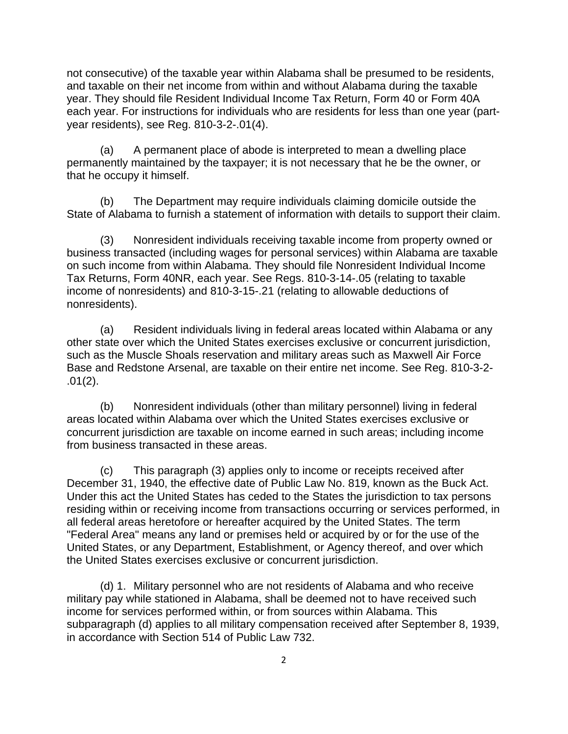not consecutive) of the taxable year within Alabama shall be presumed to be residents, and taxable on their net income from within and without Alabama during the taxable year. They should file Resident Individual Income Tax Return, Form 40 or Form 40A each year. For instructions for individuals who are residents for less than one year (part-year residents), see Reg. 810-3-2-.01(4).

(a) A permanent place of abode is interpreted to mean a dwelling place permanently maintained by the taxpayer; it is not necessary that he be the owner, or that he occupy it himself.

(b) The Department may require individuals claiming domicile outside the State of Alabama to furnish a statement of information with details to support their claim.

(3) Nonresident individuals receiving taxable income from property owned or business transacted (including wages for personal services) within Alabama are taxable on such income from within Alabama. They should file Nonresident Individual Income Tax Returns, Form 40NR, each year. See Regs. 810-3-14-.05 (relating to taxable income of nonresidents) and 810-3-15-.21 (relating to allowable deductions of nonresidents).

(a) Resident individuals living in federal areas located within Alabama or any other state over which the United States exercises exclusive or concurrent jurisdiction, such as the Muscle Shoals reservation and military areas such as Maxwell Air Force Base and Redstone Arsenal, are taxable on their entire net income. See Reg. 810-3-2-.01(2).

(b) Nonresident individuals (other than military personnel) living in federal areas located within Alabama over which the United States exercises exclusive or concurrent jurisdiction are taxable on income earned in such areas; including income from business transacted in these areas.

(c) This paragraph (3) applies only to income or receipts received after December 31, 1940, the effective date of Public Law No. 819, known as the Buck Act. Under this act the United States has ceded to the States the jurisdiction to tax persons residing within or receiving income from transactions occurring or services performed, in all federal areas heretofore or hereafter acquired by the United States. The term "Federal Area" means any land or premises held or acquired by or for the use of the United States, or any Department, Establishment, or Agency thereof, and over which the United States exercises exclusive or concurrent jurisdiction.

(d) 1. Military personnel who are not residents of Alabama and who receive military pay while stationed in Alabama, shall be deemed not to have received such income for services performed within, or from sources within Alabama. This subparagraph (d) applies to all military compensation received after September 8, 1939, in accordance with Section 514 of Public Law 732.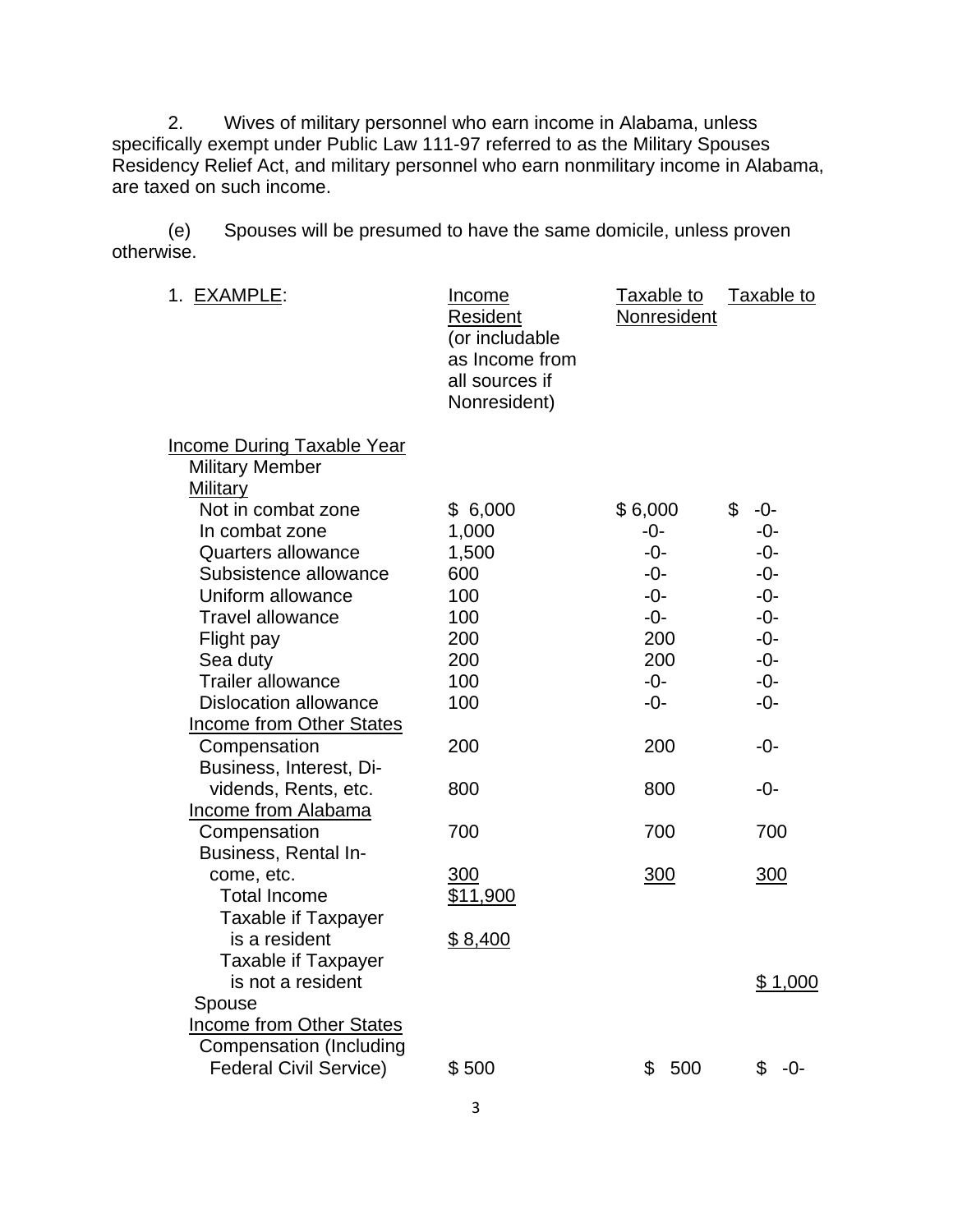2. Wives of military personnel who earn income in Alabama, unless specifically exempt under Public Law 111-97 referred to as the Military Spouses Residency Relief Act, and military personnel who earn nonmilitary income in Alabama, are taxed on such income.

(e) Spouses will be presumed to have the same domicile, unless proven otherwise.

| 1. EXAMPLE: | Income Resident (or includable as Income from all sources if Nonresident) | Taxable to Nonresident | Taxable to |
|---|---|---|---|
| Income During Taxable Year | | | |
| Military Member | | | |
| Military | | | |
| Not in combat zone | $ 6,000 | $ 6,000 | $ -0- |
| In combat zone | 1,000 | -0- | -0- |
| Quarters allowance | 1,500 | -0- | -0- |
| Subsistence allowance | 600 | -0- | -0- |
| Uniform allowance | 100 | -0- | -0- |
| Travel allowance | 100 | -0- | -0- |
| Flight pay | 200 | 200 | -0- |
| Sea duty | 200 | 200 | -0- |
| Trailer allowance | 100 | -0- | -0- |
| Dislocation allowance | 100 | -0- | -0- |
| Income from Other States | | | |
| Compensation | 200 | 200 | -0- |
| Business, Interest, Dividends, Rents, etc. | 800 | 800 | -0- |
| Income from Alabama | | | |
| Compensation | 700 | 700 | 700 |
| Business, Rental Income, etc. | 300 | 300 | 300 |
| Total Income | $11,900 | | |
| Taxable if Taxpayer is a resident | $ 8,400 | | |
| Taxable if Taxpayer is not a resident | | | $ 1,000 |
| Spouse | | | |
| Income from Other States | | | |
| Compensation (Including Federal Civil Service) | $ 500 | $ 500 | $ -0- |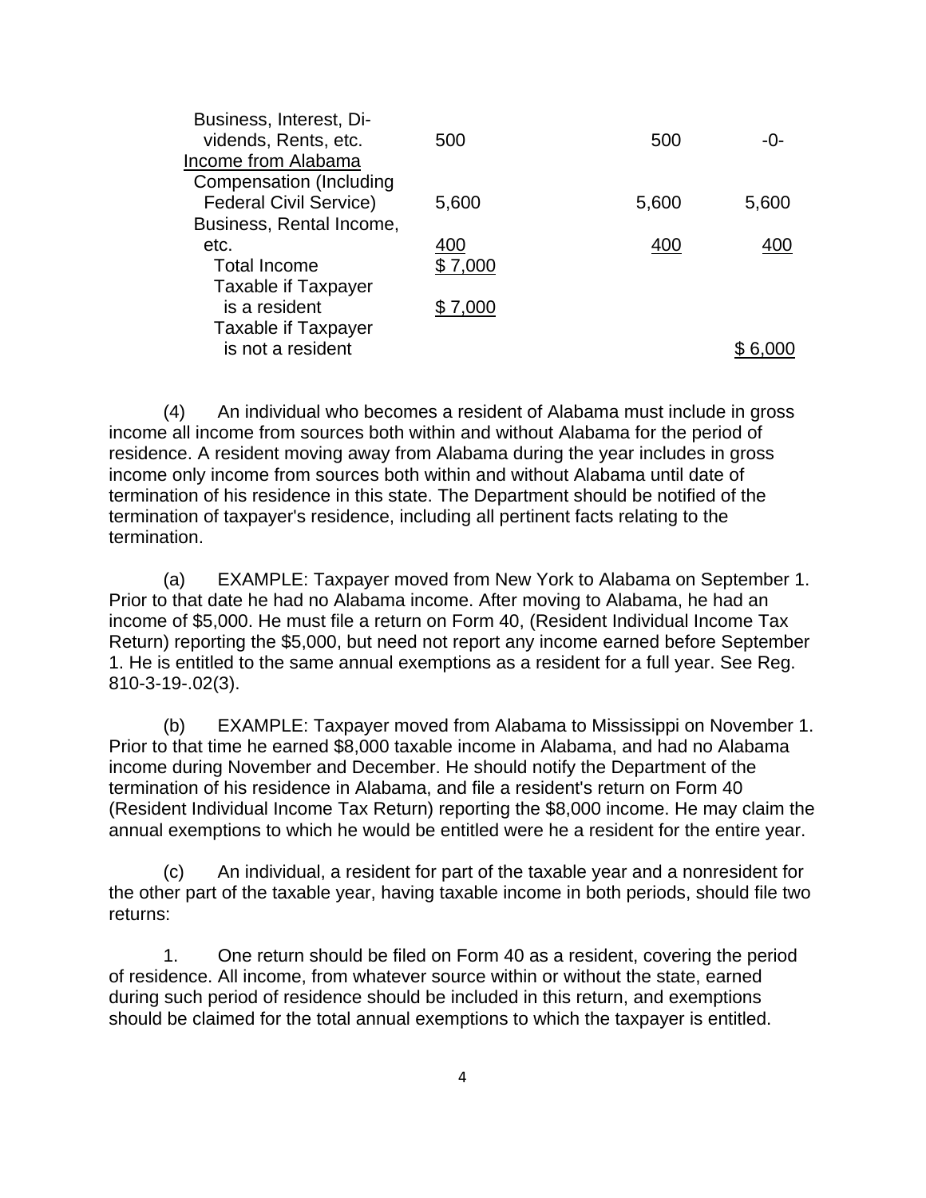| | | | |
|---|---|---|---|
| Business, Interest, Dividends, Rents, etc. | 500 | 500 | -0- |
| Income from Alabama | | | |
| Compensation (Including Federal Civil Service) | 5,600 | 5,600 | 5,600 |
| Business, Rental Income, etc. | 400 | 400 | 400 |
| Total Income | $ 7,000 | | |
| Taxable if Taxpayer is a resident | $ 7,000 | | |
| Taxable if Taxpayer is not a resident | | | $ 6,000 |

(4) An individual who becomes a resident of Alabama must include in gross income all income from sources both within and without Alabama for the period of residence. A resident moving away from Alabama during the year includes in gross income only income from sources both within and without Alabama until date of termination of his residence in this state. The Department should be notified of the termination of taxpayer's residence, including all pertinent facts relating to the termination.

(a) EXAMPLE: Taxpayer moved from New York to Alabama on September 1. Prior to that date he had no Alabama income. After moving to Alabama, he had an income of $5,000. He must file a return on Form 40, (Resident Individual Income Tax Return) reporting the $5,000, but need not report any income earned before September 1. He is entitled to the same annual exemptions as a resident for a full year. See Reg. 810-3-19-.02(3).

(b) EXAMPLE: Taxpayer moved from Alabama to Mississippi on November 1. Prior to that time he earned $8,000 taxable income in Alabama, and had no Alabama income during November and December. He should notify the Department of the termination of his residence in Alabama, and file a resident's return on Form 40 (Resident Individual Income Tax Return) reporting the $8,000 income. He may claim the annual exemptions to which he would be entitled were he a resident for the entire year.

(c) An individual, a resident for part of the taxable year and a nonresident for the other part of the taxable year, having taxable income in both periods, should file two returns:

1. One return should be filed on Form 40 as a resident, covering the period of residence. All income, from whatever source within or without the state, earned during such period of residence should be included in this return, and exemptions should be claimed for the total annual exemptions to which the taxpayer is entitled.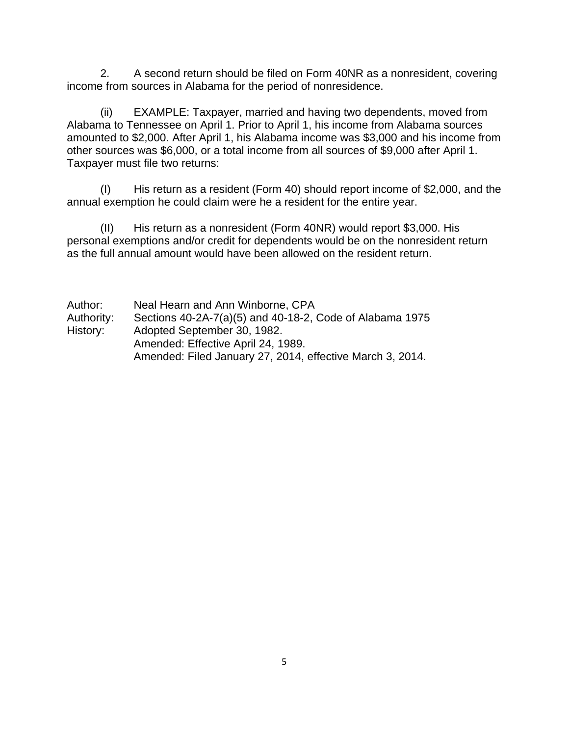2. A second return should be filed on Form 40NR as a nonresident, covering income from sources in Alabama for the period of nonresidence.

(ii) EXAMPLE: Taxpayer, married and having two dependents, moved from Alabama to Tennessee on April 1. Prior to April 1, his income from Alabama sources amounted to $2,000. After April 1, his Alabama income was $3,000 and his income from other sources was $6,000, or a total income from all sources of $9,000 after April 1. Taxpayer must file two returns:

(I) His return as a resident (Form 40) should report income of $2,000, and the annual exemption he could claim were he a resident for the entire year.

(II) His return as a nonresident (Form 40NR) would report $3,000. His personal exemptions and/or credit for dependents would be on the nonresident return as the full annual amount would have been allowed on the resident return.

Author: Neal Hearn and Ann Winborne, CPA
Authority: Sections 40-2A-7(a)(5) and 40-18-2, Code of Alabama 1975
History: Adopted September 30, 1982.
Amended: Effective April 24, 1989.
Amended: Filed January 27, 2014, effective March 3, 2014.